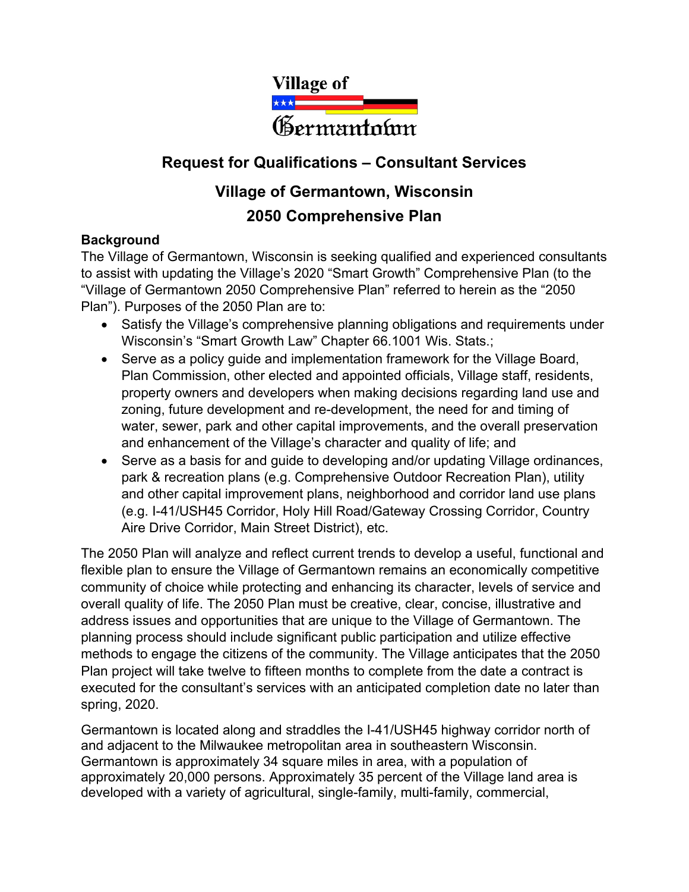Village of Germantown

# Request for Qualifications – Consultant Services

## Village of Germantown, Wisconsin
## 2050 Comprehensive Plan

**Background**

The Village of Germantown, Wisconsin is seeking qualified and experienced consultants to assist with updating the Village's 2020 "Smart Growth" Comprehensive Plan (to the "Village of Germantown 2050 Comprehensive Plan" referred to herein as the "2050 Plan"). Purposes of the 2050 Plan are to:

- Satisfy the Village's comprehensive planning obligations and requirements under Wisconsin's "Smart Growth Law" Chapter 66.1001 Wis. Stats.;
- Serve as a policy guide and implementation framework for the Village Board, Plan Commission, other elected and appointed officials, Village staff, residents, property owners and developers when making decisions regarding land use and zoning, future development and re-development, the need for and timing of water, sewer, park and other capital improvements, and the overall preservation and enhancement of the Village's character and quality of life; and
- Serve as a basis for and guide to developing and/or updating Village ordinances, park & recreation plans (e.g. Comprehensive Outdoor Recreation Plan), utility and other capital improvement plans, neighborhood and corridor land use plans (e.g. I-41/USH45 Corridor, Holy Hill Road/Gateway Crossing Corridor, Country Aire Drive Corridor, Main Street District), etc.

The 2050 Plan will analyze and reflect current trends to develop a useful, functional and flexible plan to ensure the Village of Germantown remains an economically competitive community of choice while protecting and enhancing its character, levels of service and overall quality of life. The 2050 Plan must be creative, clear, concise, illustrative and address issues and opportunities that are unique to the Village of Germantown. The planning process should include significant public participation and utilize effective methods to engage the citizens of the community. The Village anticipates that the 2050 Plan project will take twelve to fifteen months to complete from the date a contract is executed for the consultant's services with an anticipated completion date no later than spring, 2020.

Germantown is located along and straddles the I-41/USH45 highway corridor north of and adjacent to the Milwaukee metropolitan area in southeastern Wisconsin. Germantown is approximately 34 square miles in area, with a population of approximately 20,000 persons. Approximately 35 percent of the Village land area is developed with a variety of agricultural, single-family, multi-family, commercial,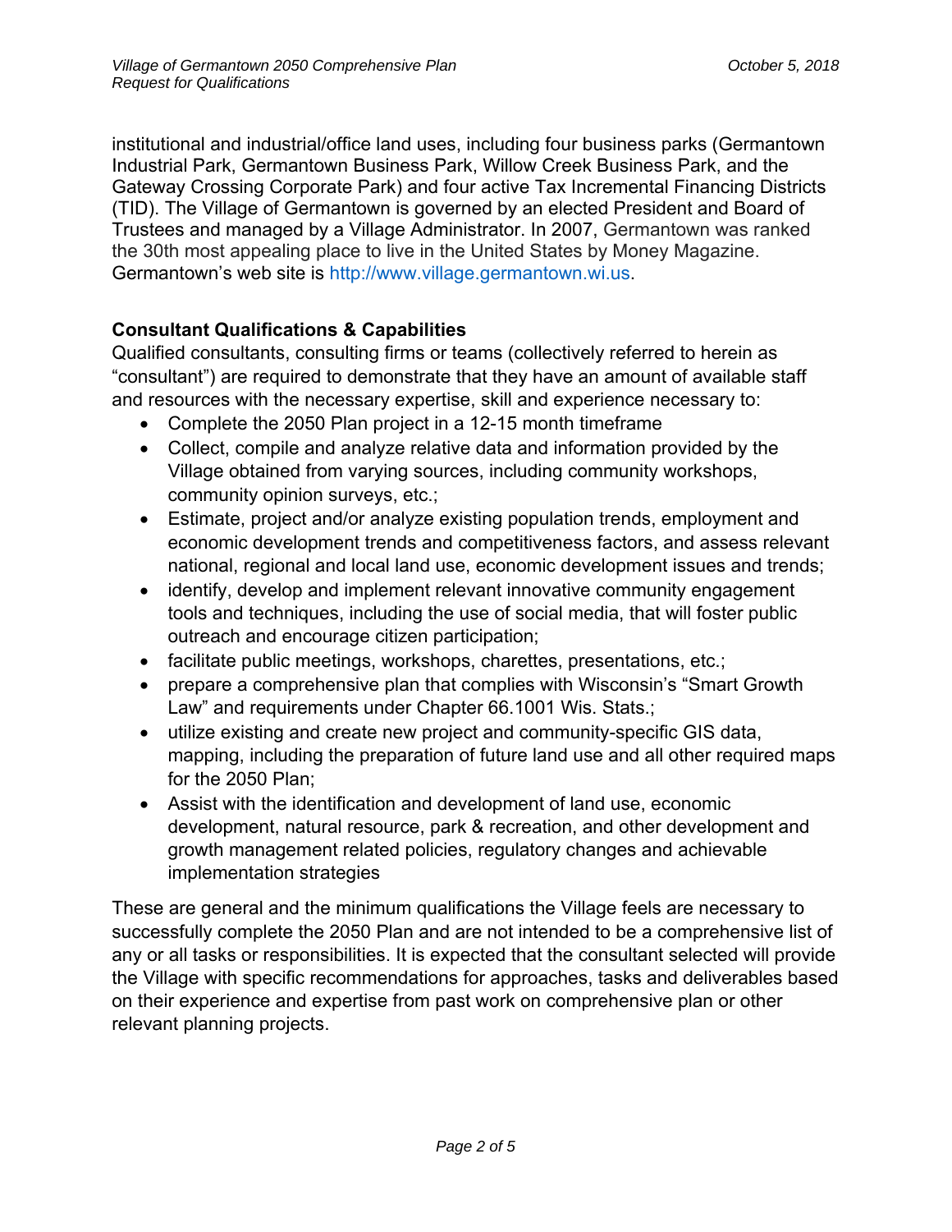institutional and industrial/office land uses, including four business parks (Germantown Industrial Park, Germantown Business Park, Willow Creek Business Park, and the Gateway Crossing Corporate Park) and four active Tax Incremental Financing Districts (TID). The Village of Germantown is governed by an elected President and Board of Trustees and managed by a Village Administrator. In 2007, Germantown was ranked the 30th most appealing place to live in the United States by Money Magazine. Germantown's web site is http://www.village.germantown.wi.us.

**Consultant Qualifications & Capabilities**

Qualified consultants, consulting firms or teams (collectively referred to herein as "consultant") are required to demonstrate that they have an amount of available staff and resources with the necessary expertise, skill and experience necessary to:

- Complete the 2050 Plan project in a 12-15 month timeframe
- Collect, compile and analyze relative data and information provided by the Village obtained from varying sources, including community workshops, community opinion surveys, etc.;
- Estimate, project and/or analyze existing population trends, employment and economic development trends and competitiveness factors, and assess relevant national, regional and local land use, economic development issues and trends;
- identify, develop and implement relevant innovative community engagement tools and techniques, including the use of social media, that will foster public outreach and encourage citizen participation;
- facilitate public meetings, workshops, charettes, presentations, etc.;
- prepare a comprehensive plan that complies with Wisconsin's "Smart Growth Law" and requirements under Chapter 66.1001 Wis. Stats.;
- utilize existing and create new project and community-specific GIS data, mapping, including the preparation of future land use and all other required maps for the 2050 Plan;
- Assist with the identification and development of land use, economic development, natural resource, park & recreation, and other development and growth management related policies, regulatory changes and achievable implementation strategies

These are general and the minimum qualifications the Village feels are necessary to successfully complete the 2050 Plan and are not intended to be a comprehensive list of any or all tasks or responsibilities. It is expected that the consultant selected will provide the Village with specific recommendations for approaches, tasks and deliverables based on their experience and expertise from past work on comprehensive plan or other relevant planning projects.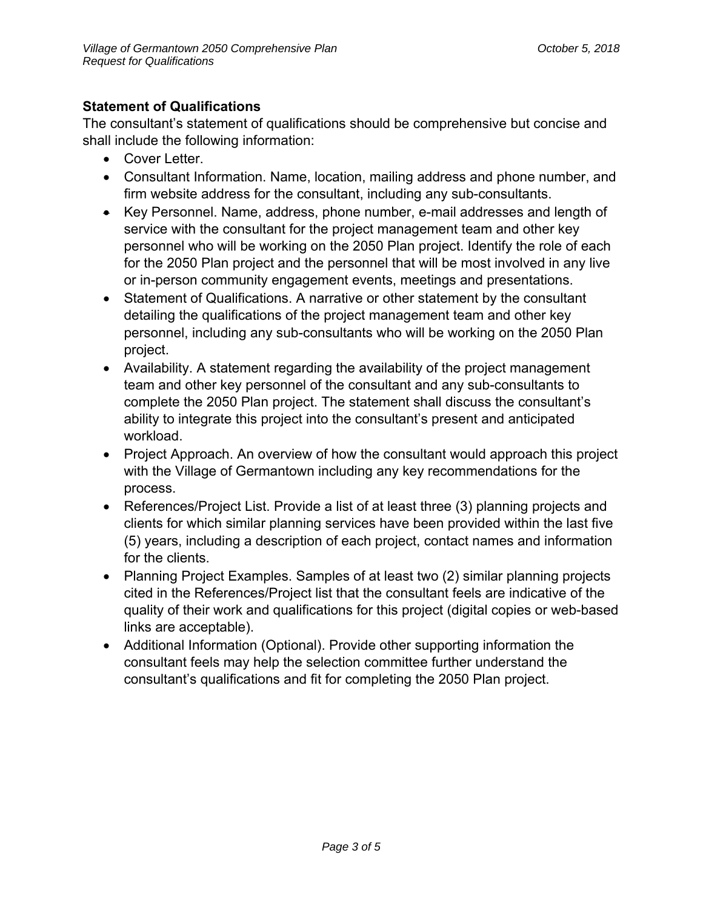**Statement of Qualifications**

The consultant's statement of qualifications should be comprehensive but concise and shall include the following information:

- Cover Letter.
- Consultant Information. Name, location, mailing address and phone number, and firm website address for the consultant, including any sub-consultants.
- Key Personnel. Name, address, phone number, e-mail addresses and length of service with the consultant for the project management team and other key personnel who will be working on the 2050 Plan project. Identify the role of each for the 2050 Plan project and the personnel that will be most involved in any live or in-person community engagement events, meetings and presentations.
- Statement of Qualifications. A narrative or other statement by the consultant detailing the qualifications of the project management team and other key personnel, including any sub-consultants who will be working on the 2050 Plan project.
- Availability. A statement regarding the availability of the project management team and other key personnel of the consultant and any sub-consultants to complete the 2050 Plan project. The statement shall discuss the consultant's ability to integrate this project into the consultant's present and anticipated workload.
- Project Approach. An overview of how the consultant would approach this project with the Village of Germantown including any key recommendations for the process.
- References/Project List. Provide a list of at least three (3) planning projects and clients for which similar planning services have been provided within the last five (5) years, including a description of each project, contact names and information for the clients.
- Planning Project Examples. Samples of at least two (2) similar planning projects cited in the References/Project list that the consultant feels are indicative of the quality of their work and qualifications for this project (digital copies or web-based links are acceptable).
- Additional Information (Optional). Provide other supporting information the consultant feels may help the selection committee further understand the consultant's qualifications and fit for completing the 2050 Plan project.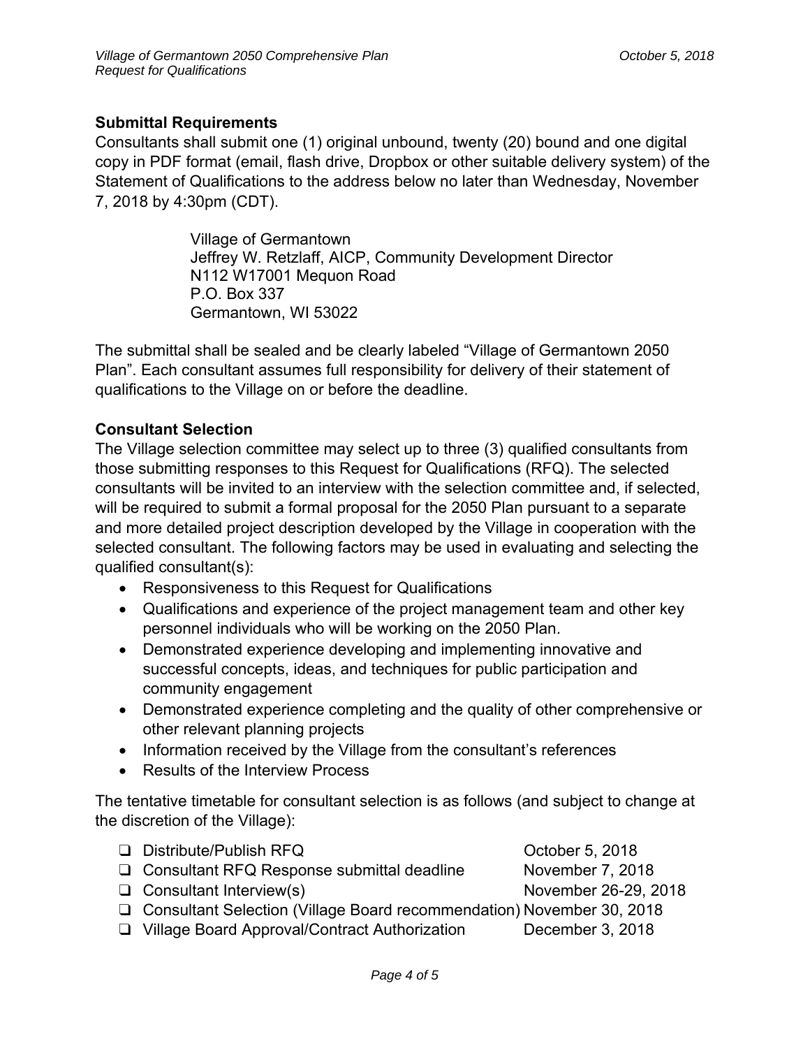### Submittal Requirements

Consultants shall submit one (1) original unbound, twenty (20) bound and one digital copy in PDF format (email, flash drive, Dropbox or other suitable delivery system) of the Statement of Qualifications to the address below no later than Wednesday, November 7, 2018 by 4:30pm (CDT).

> Village of Germantown
> Jeffrey W. Retzlaff, AICP, Community Development Director
> N112 W17001 Mequon Road
> P.O. Box 337
> Germantown, WI 53022

The submittal shall be sealed and be clearly labeled "Village of Germantown 2050 Plan". Each consultant assumes full responsibility for delivery of their statement of qualifications to the Village on or before the deadline.

### Consultant Selection

The Village selection committee may select up to three (3) qualified consultants from those submitting responses to this Request for Qualifications (RFQ). The selected consultants will be invited to an interview with the selection committee and, if selected, will be required to submit a formal proposal for the 2050 Plan pursuant to a separate and more detailed project description developed by the Village in cooperation with the selected consultant. The following factors may be used in evaluating and selecting the qualified consultant(s):

- Responsiveness to this Request for Qualifications
- Qualifications and experience of the project management team and other key personnel individuals who will be working on the 2050 Plan.
- Demonstrated experience developing and implementing innovative and successful concepts, ideas, and techniques for public participation and community engagement
- Demonstrated experience completing and the quality of other comprehensive or other relevant planning projects
- Information received by the Village from the consultant's references
- Results of the Interview Process

The tentative timetable for consultant selection is as follows (and subject to change at the discretion of the Village):

- ❑ Distribute/Publish RFQ — October 5, 2018
- ❑ Consultant RFQ Response submittal deadline — November 7, 2018
- ❑ Consultant Interview(s) — November 26-29, 2018
- ❑ Consultant Selection (Village Board recommendation) — November 30, 2018
- ❑ Village Board Approval/Contract Authorization — December 3, 2018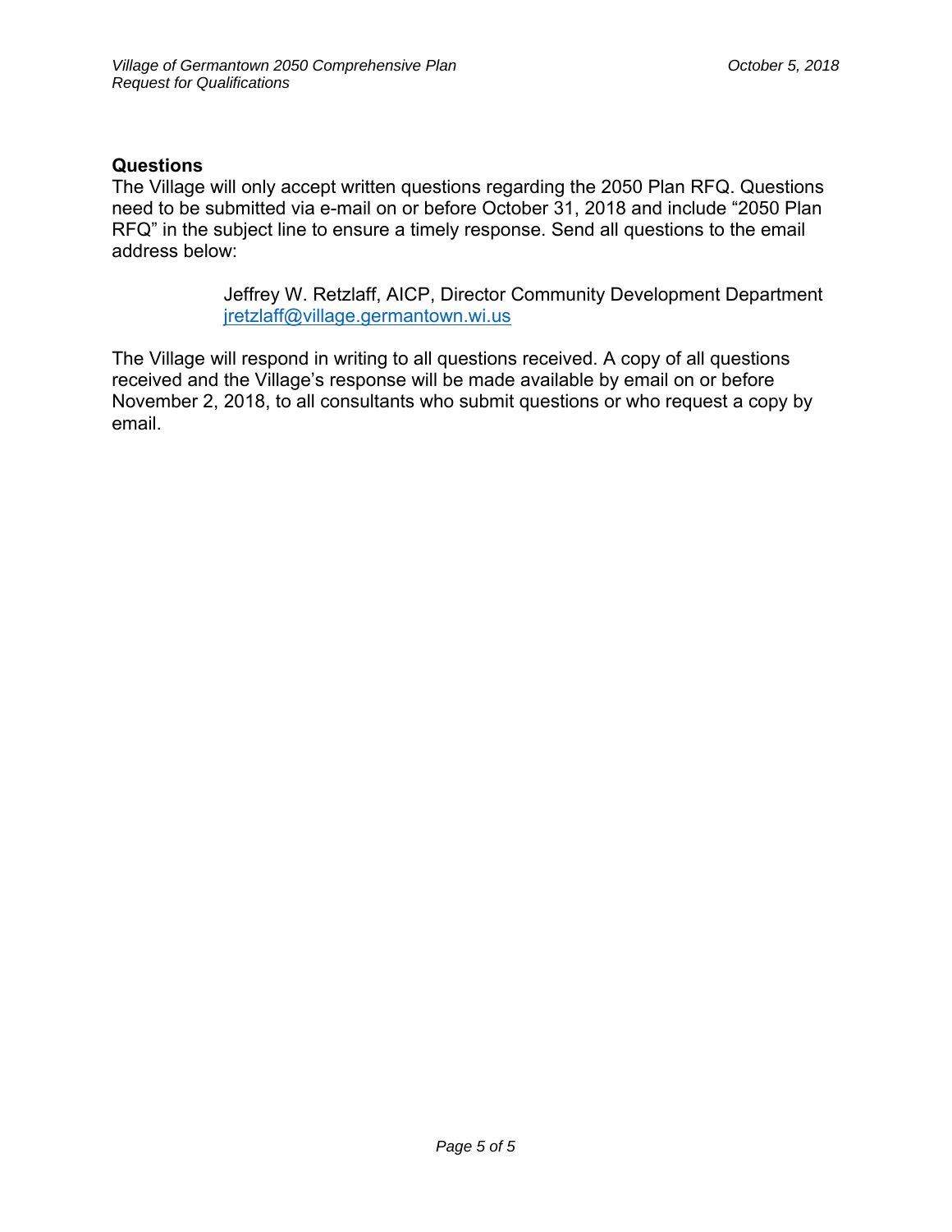## Questions

The Village will only accept written questions regarding the 2050 Plan RFQ. Questions need to be submitted via e-mail on or before October 31, 2018 and include "2050 Plan RFQ" in the subject line to ensure a timely response. Send all questions to the email address below:

> Jeffrey W. Retzlaff, AICP, Director Community Development Department
> jretzlaff@village.germantown.wi.us

The Village will respond in writing to all questions received. A copy of all questions received and the Village's response will be made available by email on or before November 2, 2018, to all consultants who submit questions or who request a copy by email.